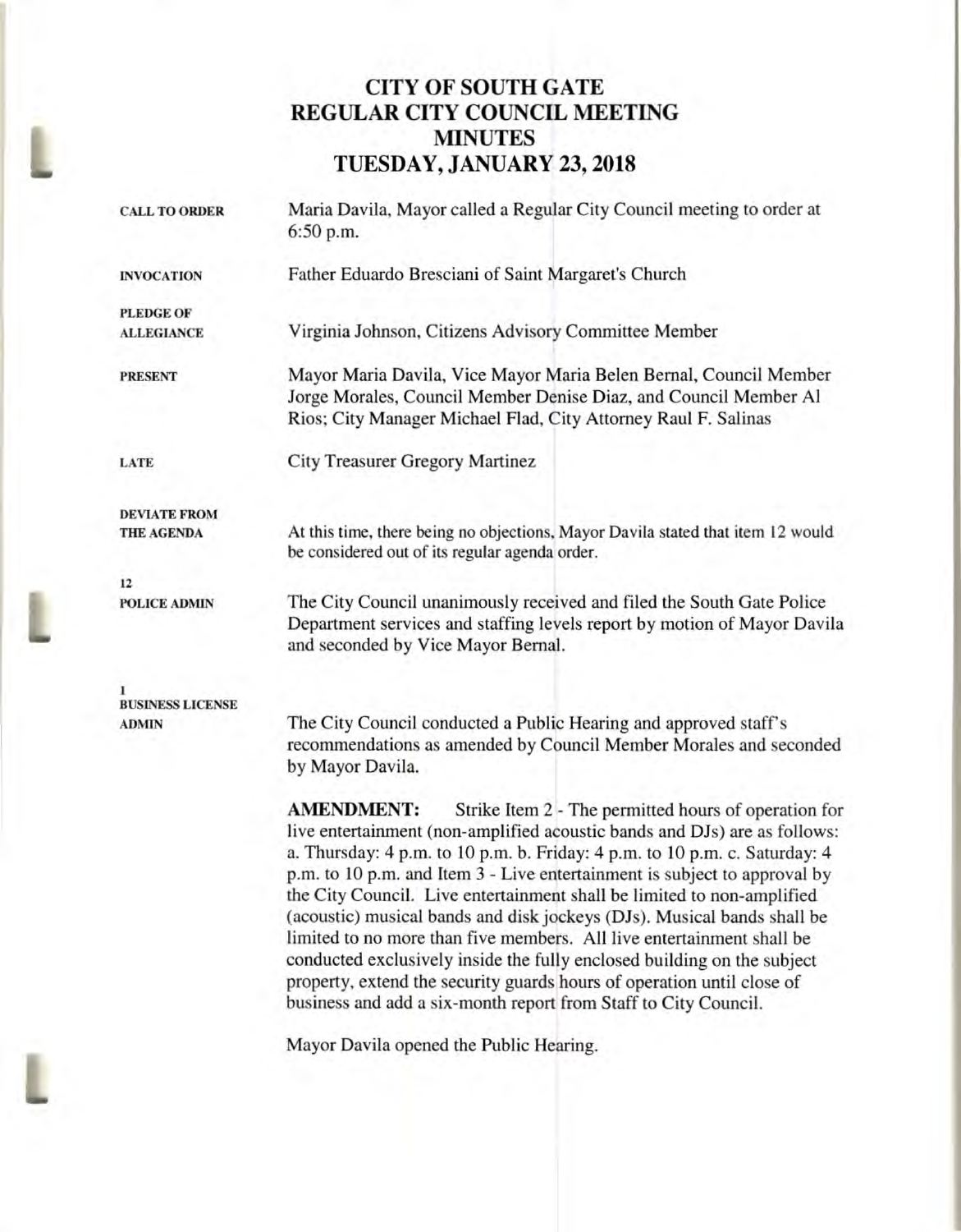# CITY OF SOUTH GATE
## REGULAR CITY COUNCIL MEETING
## MINUTES
## TUESDAY, JANUARY 23, 2018

**CALL TO ORDER**

Maria Davila, Mayor called a Regular City Council meeting to order at 6:50 p.m.

**INVOCATION**

Father Eduardo Bresciani of Saint Margaret's Church

**PLEDGE OF ALLEGIANCE**

Virginia Johnson, Citizens Advisory Committee Member

**PRESENT**

Mayor Maria Davila, Vice Mayor Maria Belen Bernal, Council Member Jorge Morales, Council Member Denise Diaz, and Council Member Al Rios; City Manager Michael Flad, City Attorney Raul F. Salinas

**LATE**

City Treasurer Gregory Martinez

**DEVIATE FROM THE AGENDA**

At this time, there being no objections, Mayor Davila stated that item 12 would be considered out of its regular agenda order.

**12**
**POLICE ADMIN**

The City Council unanimously received and filed the South Gate Police Department services and staffing levels report by motion of Mayor Davila and seconded by Vice Mayor Bernal.

**1**
**BUSINESS LICENSE ADMIN**

The City Council conducted a Public Hearing and approved staff's recommendations as amended by Council Member Morales and seconded by Mayor Davila.

**AMENDMENT:** Strike Item 2 - The permitted hours of operation for live entertainment (non-amplified acoustic bands and DJs) are as follows: a. Thursday: 4 p.m. to 10 p.m. b. Friday: 4 p.m. to 10 p.m. c. Saturday: 4 p.m. to 10 p.m. and Item 3 - Live entertainment is subject to approval by the City Council. Live entertainment shall be limited to non-amplified (acoustic) musical bands and disk jockeys (DJs). Musical bands shall be limited to no more than five members. All live entertainment shall be conducted exclusively inside the fully enclosed building on the subject property, extend the security guards hours of operation until close of business and add a six-month report from Staff to City Council.

Mayor Davila opened the Public Hearing.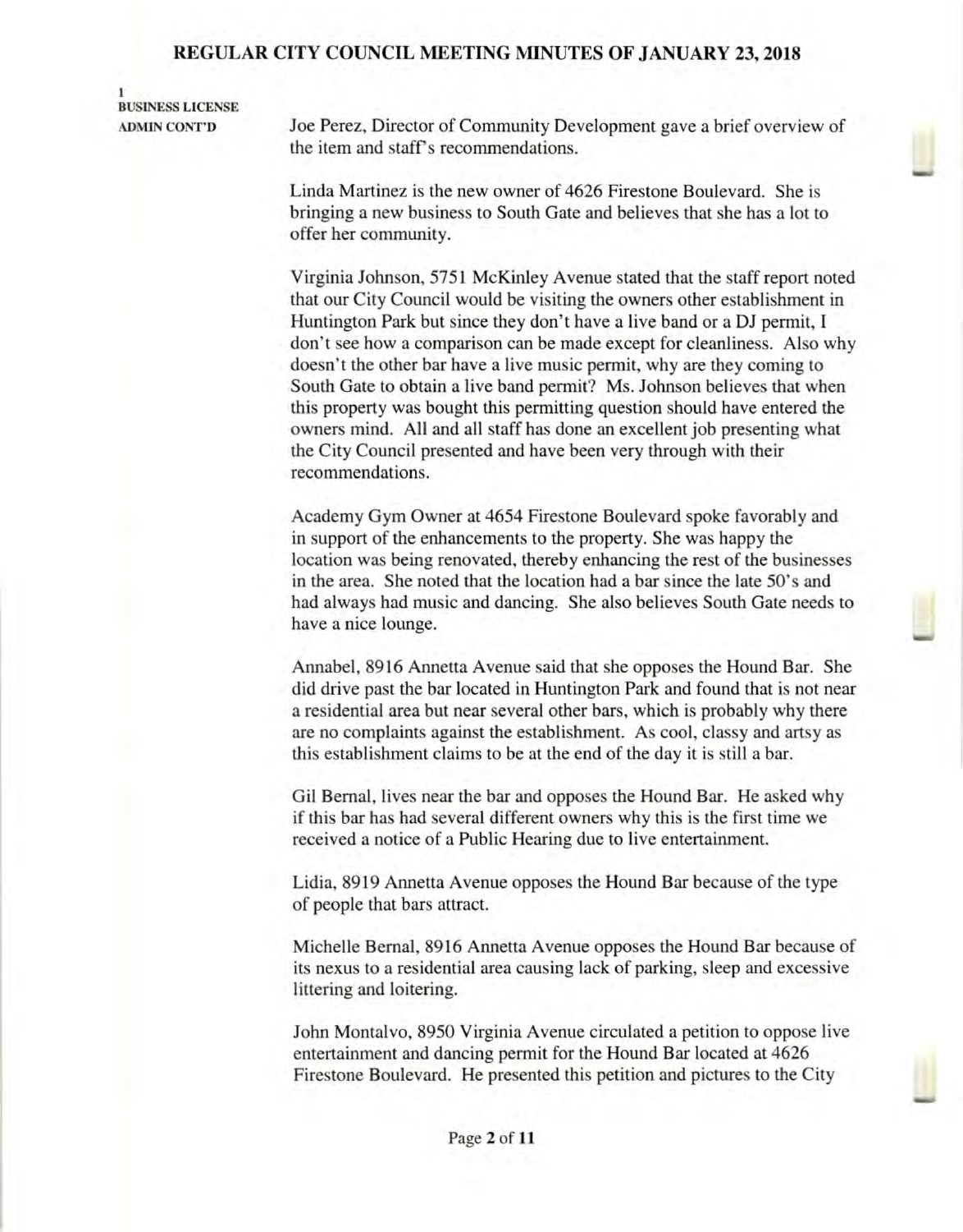1
**BUSINESS LICENSE**
**ADMIN CONT'D**

Joe Perez, Director of Community Development gave a brief overview of the item and staff's recommendations.

Linda Martinez is the new owner of 4626 Firestone Boulevard. She is bringing a new business to South Gate and believes that she has a lot to offer her community.

Virginia Johnson, 5751 McKinley Avenue stated that the staff report noted that our City Council would be visiting the owners other establishment in Huntington Park but since they don't have a live band or a DJ permit, I don't see how a comparison can be made except for cleanliness. Also why doesn't the other bar have a live music permit, why are they coming to South Gate to obtain a live band permit? Ms. Johnson believes that when this property was bought this permitting question should have entered the owners mind. All and all staff has done an excellent job presenting what the City Council presented and have been very through with their recommendations.

Academy Gym Owner at 4654 Firestone Boulevard spoke favorably and in support of the enhancements to the property. She was happy the location was being renovated, thereby enhancing the rest of the businesses in the area. She noted that the location had a bar since the late 50's and had always had music and dancing. She also believes South Gate needs to have a nice lounge.

Annabel, 8916 Annetta Avenue said that she opposes the Hound Bar. She did drive past the bar located in Huntington Park and found that is not near a residential area but near several other bars, which is probably why there are no complaints against the establishment. As cool, classy and artsy as this establishment claims to be at the end of the day it is still a bar.

Gil Bernal, lives near the bar and opposes the Hound Bar. He asked why if this bar has had several different owners why this is the first time we received a notice of a Public Hearing due to live entertainment.

Lidia, 8919 Annetta Avenue opposes the Hound Bar because of the type of people that bars attract.

Michelle Bernal, 8916 Annetta Avenue opposes the Hound Bar because of its nexus to a residential area causing lack of parking, sleep and excessive littering and loitering.

John Montalvo, 8950 Virginia Avenue circulated a petition to oppose live entertainment and dancing permit for the Hound Bar located at 4626 Firestone Boulevard. He presented this petition and pictures to the City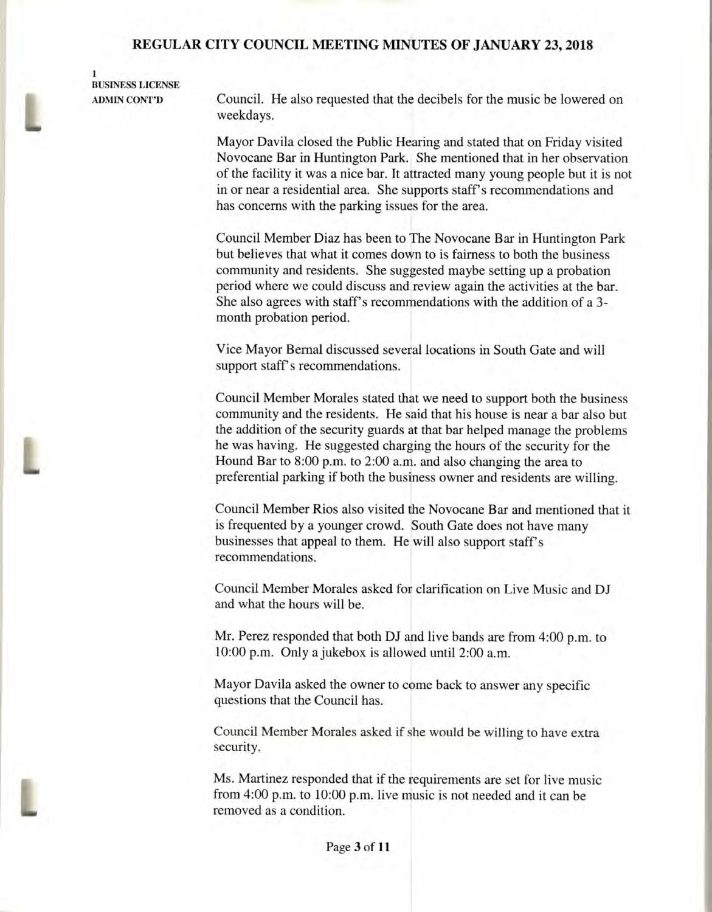1
BUSINESS LICENSE
ADMIN CONT'D

Council. He also requested that the decibels for the music be lowered on weekdays.

Mayor Davila closed the Public Hearing and stated that on Friday visited Novocane Bar in Huntington Park. She mentioned that in her observation of the facility it was a nice bar. It attracted many young people but it is not in or near a residential area. She supports staff's recommendations and has concerns with the parking issues for the area.

Council Member Diaz has been to The Novocane Bar in Huntington Park but believes that what it comes down to is fairness to both the business community and residents. She suggested maybe setting up a probation period where we could discuss and review again the activities at the bar. She also agrees with staff's recommendations with the addition of a 3-month probation period.

Vice Mayor Bernal discussed several locations in South Gate and will support staff's recommendations.

Council Member Morales stated that we need to support both the business community and the residents. He said that his house is near a bar also but the addition of the security guards at that bar helped manage the problems he was having. He suggested charging the hours of the security for the Hound Bar to 8:00 p.m. to 2:00 a.m. and also changing the area to preferential parking if both the business owner and residents are willing.

Council Member Rios also visited the Novocane Bar and mentioned that it is frequented by a younger crowd. South Gate does not have many businesses that appeal to them. He will also support staff's recommendations.

Council Member Morales asked for clarification on Live Music and DJ and what the hours will be.

Mr. Perez responded that both DJ and live bands are from 4:00 p.m. to 10:00 p.m. Only a jukebox is allowed until 2:00 a.m.

Mayor Davila asked the owner to come back to answer any specific questions that the Council has.

Council Member Morales asked if she would be willing to have extra security.

Ms. Martinez responded that if the requirements are set for live music from 4:00 p.m. to 10:00 p.m. live music is not needed and it can be removed as a condition.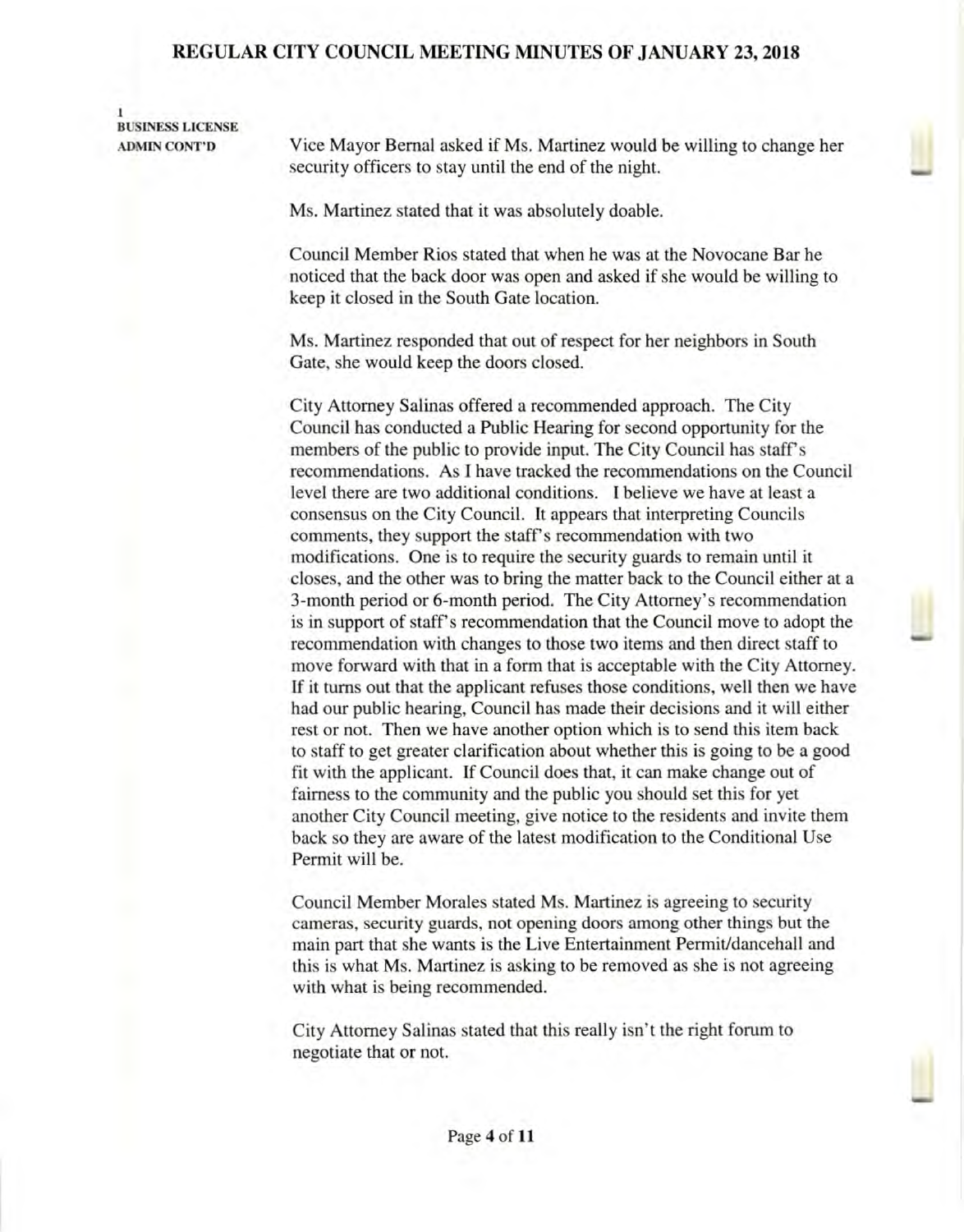1
**BUSINESS LICENSE ADMIN CONT'D**

Vice Mayor Bernal asked if Ms. Martinez would be willing to change her security officers to stay until the end of the night.

Ms. Martinez stated that it was absolutely doable.

Council Member Rios stated that when he was at the Novocane Bar he noticed that the back door was open and asked if she would be willing to keep it closed in the South Gate location.

Ms. Martinez responded that out of respect for her neighbors in South Gate, she would keep the doors closed.

City Attorney Salinas offered a recommended approach. The City Council has conducted a Public Hearing for second opportunity for the members of the public to provide input. The City Council has staff's recommendations. As I have tracked the recommendations on the Council level there are two additional conditions. I believe we have at least a consensus on the City Council. It appears that interpreting Councils comments, they support the staff's recommendation with two modifications. One is to require the security guards to remain until it closes, and the other was to bring the matter back to the Council either at a 3-month period or 6-month period. The City Attorney's recommendation is in support of staff's recommendation that the Council move to adopt the recommendation with changes to those two items and then direct staff to move forward with that in a form that is acceptable with the City Attorney. If it turns out that the applicant refuses those conditions, well then we have had our public hearing, Council has made their decisions and it will either rest or not. Then we have another option which is to send this item back to staff to get greater clarification about whether this is going to be a good fit with the applicant. If Council does that, it can make change out of fairness to the community and the public you should set this for yet another City Council meeting, give notice to the residents and invite them back so they are aware of the latest modification to the Conditional Use Permit will be.

Council Member Morales stated Ms. Martinez is agreeing to security cameras, security guards, not opening doors among other things but the main part that she wants is the Live Entertainment Permit/dancehall and this is what Ms. Martinez is asking to be removed as she is not agreeing with what is being recommended.

City Attorney Salinas stated that this really isn't the right forum to negotiate that or not.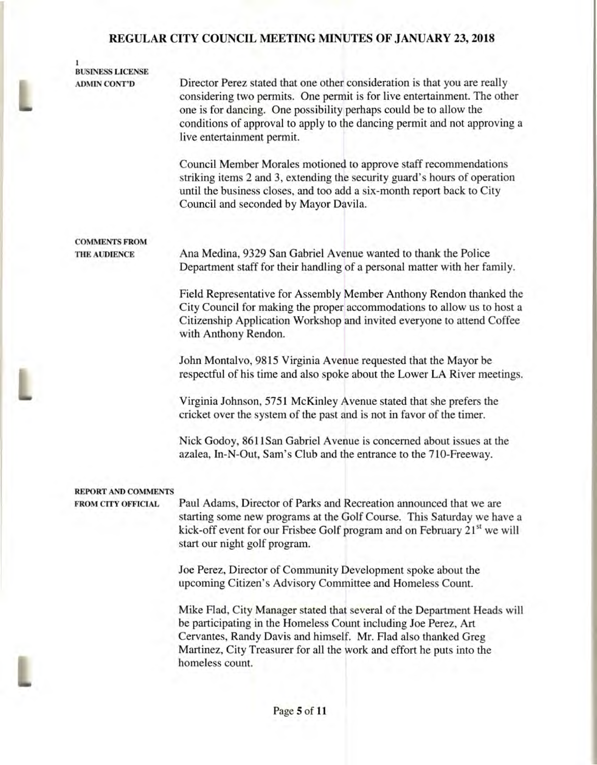# REGULAR CITY COUNCIL MEETING MINUTES OF JANUARY 23, 2018

**1**
**BUSINESS LICENSE ADMIN CONT'D**

Director Perez stated that one other consideration is that you are really considering two permits. One permit is for live entertainment. The other one is for dancing. One possibility perhaps could be to allow the conditions of approval to apply to the dancing permit and not approving a live entertainment permit.

Council Member Morales motioned to approve staff recommendations striking items 2 and 3, extending the security guard's hours of operation until the business closes, and too add a six-month report back to City Council and seconded by Mayor Davila.

**COMMENTS FROM THE AUDIENCE**

Ana Medina, 9329 San Gabriel Avenue wanted to thank the Police Department staff for their handling of a personal matter with her family.

Field Representative for Assembly Member Anthony Rendon thanked the City Council for making the proper accommodations to allow us to host a Citizenship Application Workshop and invited everyone to attend Coffee with Anthony Rendon.

John Montalvo, 9815 Virginia Avenue requested that the Mayor be respectful of his time and also spoke about the Lower LA River meetings.

Virginia Johnson, 5751 McKinley Avenue stated that she prefers the cricket over the system of the past and is not in favor of the timer.

Nick Godoy, 8611San Gabriel Avenue is concerned about issues at the azalea, In-N-Out, Sam's Club and the entrance to the 710-Freeway.

**REPORT AND COMMENTS FROM CITY OFFICIAL**

Paul Adams, Director of Parks and Recreation announced that we are starting some new programs at the Golf Course. This Saturday we have a kick-off event for our Frisbee Golf program and on February 21st we will start our night golf program.

Joe Perez, Director of Community Development spoke about the upcoming Citizen's Advisory Committee and Homeless Count.

Mike Flad, City Manager stated that several of the Department Heads will be participating in the Homeless Count including Joe Perez, Art Cervantes, Randy Davis and himself. Mr. Flad also thanked Greg Martinez, City Treasurer for all the work and effort he puts into the homeless count.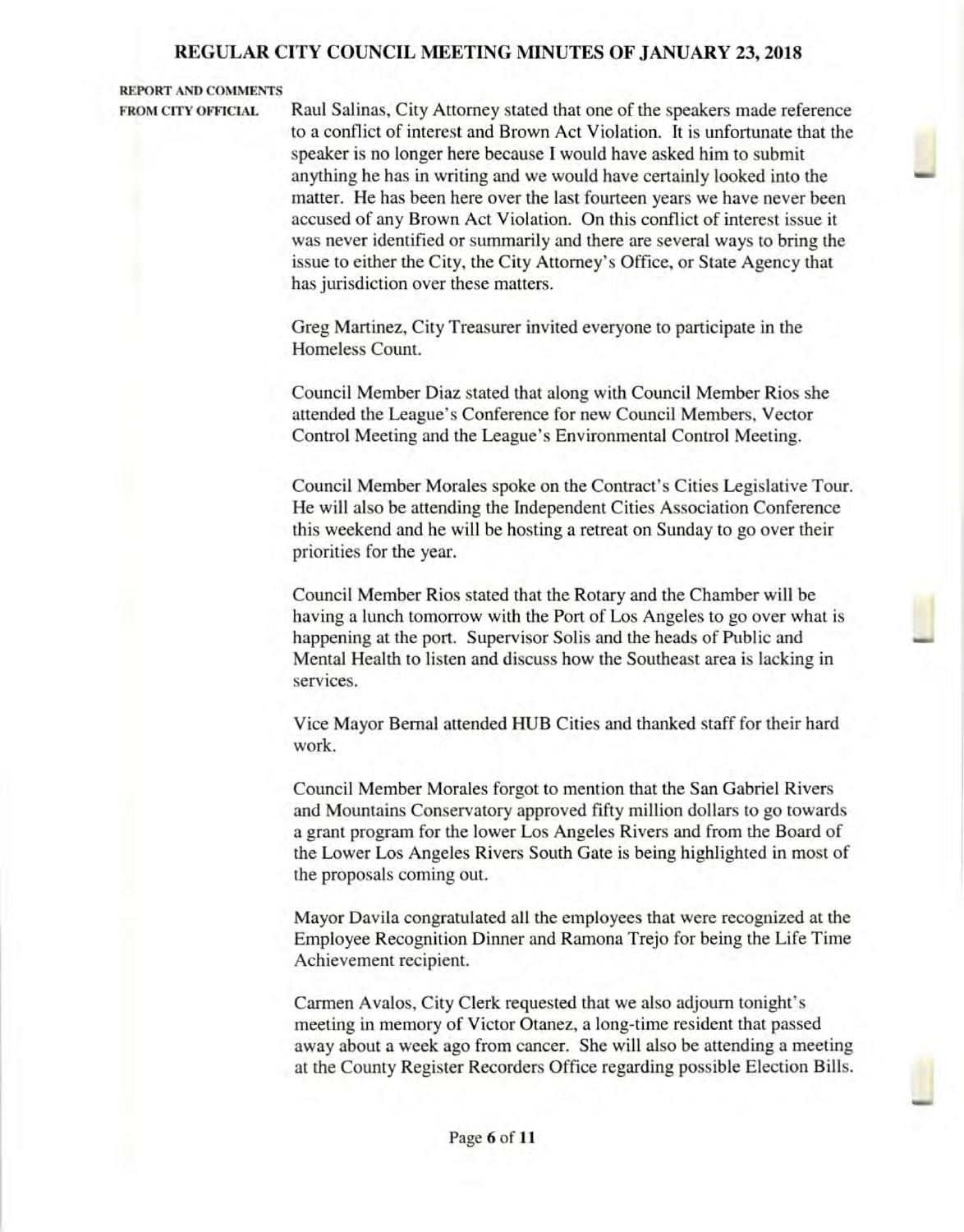**REPORT AND COMMENTS FROM CITY OFFICIAL**

Raul Salinas, City Attorney stated that one of the speakers made reference to a conflict of interest and Brown Act Violation. It is unfortunate that the speaker is no longer here because I would have asked him to submit anything he has in writing and we would have certainly looked into the matter. He has been here over the last fourteen years we have never been accused of any Brown Act Violation. On this conflict of interest issue it was never identified or summarily and there are several ways to bring the issue to either the City, the City Attorney's Office, or State Agency that has jurisdiction over these matters.

Greg Martinez, City Treasurer invited everyone to participate in the Homeless Count.

Council Member Diaz stated that along with Council Member Rios she attended the League's Conference for new Council Members, Vector Control Meeting and the League's Environmental Control Meeting.

Council Member Morales spoke on the Contract's Cities Legislative Tour. He will also be attending the Independent Cities Association Conference this weekend and he will be hosting a retreat on Sunday to go over their priorities for the year.

Council Member Rios stated that the Rotary and the Chamber will be having a lunch tomorrow with the Port of Los Angeles to go over what is happening at the port. Supervisor Solis and the heads of Public and Mental Health to listen and discuss how the Southeast area is lacking in services.

Vice Mayor Bernal attended HUB Cities and thanked staff for their hard work.

Council Member Morales forgot to mention that the San Gabriel Rivers and Mountains Conservatory approved fifty million dollars to go towards a grant program for the lower Los Angeles Rivers and from the Board of the Lower Los Angeles Rivers South Gate is being highlighted in most of the proposals coming out.

Mayor Davila congratulated all the employees that were recognized at the Employee Recognition Dinner and Ramona Trejo for being the Life Time Achievement recipient.

Carmen Avalos, City Clerk requested that we also adjourn tonight's meeting in memory of Victor Otanez, a long-time resident that passed away about a week ago from cancer. She will also be attending a meeting at the County Register Recorders Office regarding possible Election Bills.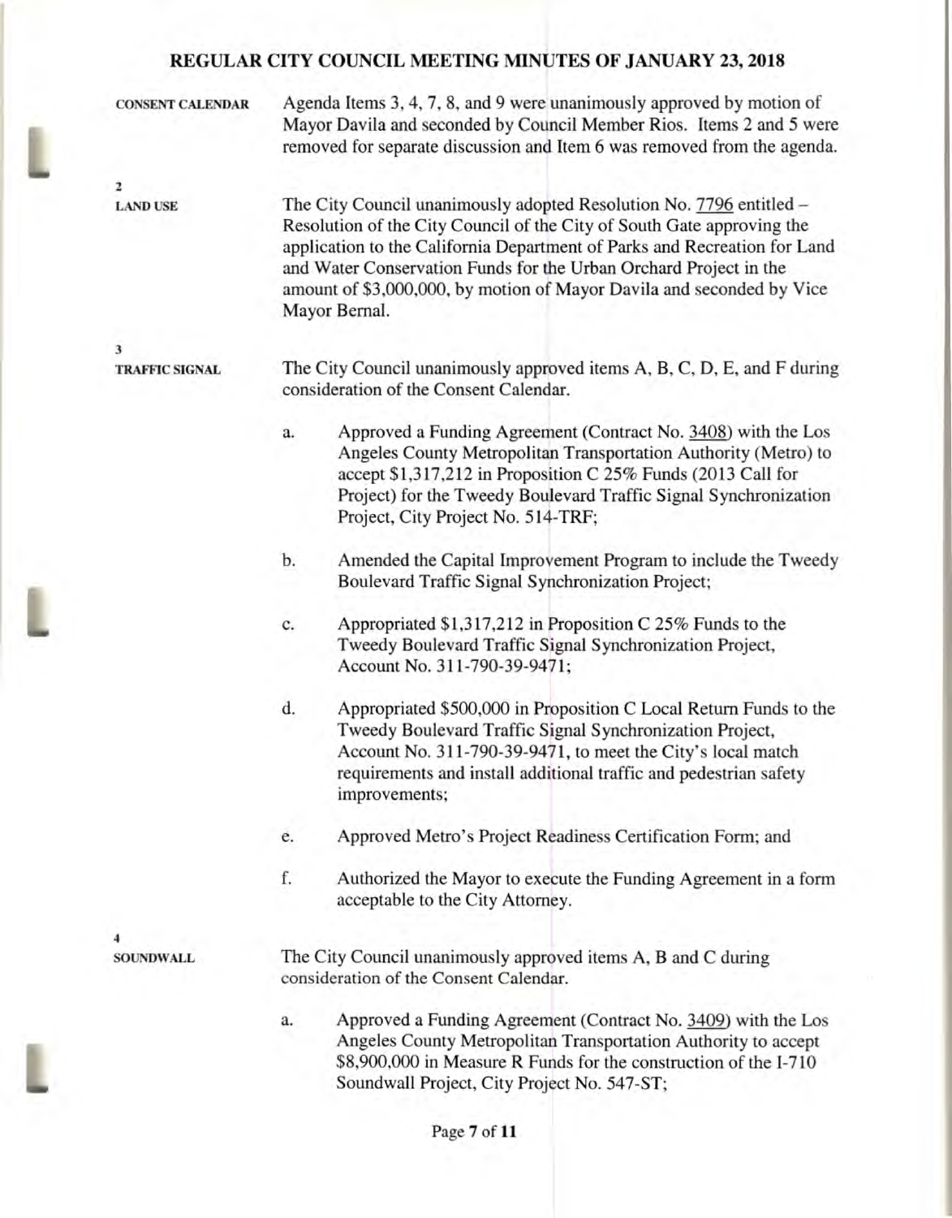**CONSENT CALENDAR**

Agenda Items 3, 4, 7, 8, and 9 were unanimously approved by motion of Mayor Davila and seconded by Council Member Rios. Items 2 and 5 were removed for separate discussion and Item 6 was removed from the agenda.

**2**
**LAND USE**

The City Council unanimously adopted Resolution No. 7796 entitled – Resolution of the City Council of the City of South Gate approving the application to the California Department of Parks and Recreation for Land and Water Conservation Funds for the Urban Orchard Project in the amount of $3,000,000, by motion of Mayor Davila and seconded by Vice Mayor Bernal.

**3**
**TRAFFIC SIGNAL**

The City Council unanimously approved items A, B, C, D, E, and F during consideration of the Consent Calendar.

a. Approved a Funding Agreement (Contract No. 3408) with the Los Angeles County Metropolitan Transportation Authority (Metro) to accept $1,317,212 in Proposition C 25% Funds (2013 Call for Project) for the Tweedy Boulevard Traffic Signal Synchronization Project, City Project No. 514-TRF;

b. Amended the Capital Improvement Program to include the Tweedy Boulevard Traffic Signal Synchronization Project;

c. Appropriated $1,317,212 in Proposition C 25% Funds to the Tweedy Boulevard Traffic Signal Synchronization Project, Account No. 311-790-39-9471;

d. Appropriated $500,000 in Proposition C Local Return Funds to the Tweedy Boulevard Traffic Signal Synchronization Project, Account No. 311-790-39-9471, to meet the City's local match requirements and install additional traffic and pedestrian safety improvements;

e. Approved Metro's Project Readiness Certification Form; and

f. Authorized the Mayor to execute the Funding Agreement in a form acceptable to the City Attorney.

**4**
**SOUNDWALL**

The City Council unanimously approved items A, B and C during consideration of the Consent Calendar.

a. Approved a Funding Agreement (Contract No. 3409) with the Los Angeles County Metropolitan Transportation Authority to accept $8,900,000 in Measure R Funds for the construction of the I-710 Soundwall Project, City Project No. 547-ST;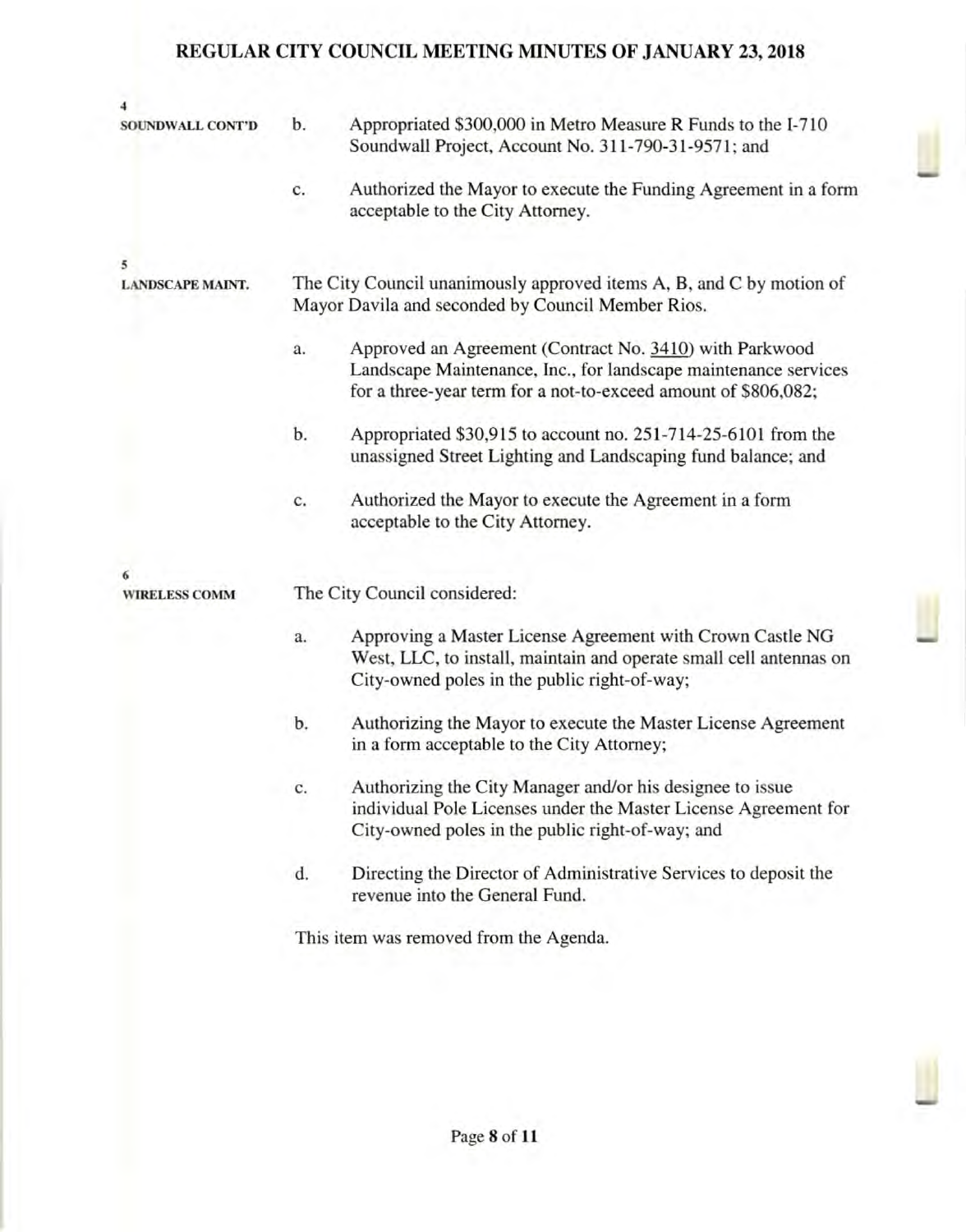**4**
**SOUNDWALL CONT'D**

b. Appropriated $300,000 in Metro Measure R Funds to the I-710 Soundwall Project, Account No. 311-790-31-9571; and

c. Authorized the Mayor to execute the Funding Agreement in a form acceptable to the City Attorney.

**5**
**LANDSCAPE MAINT.**

The City Council unanimously approved items A, B, and C by motion of Mayor Davila and seconded by Council Member Rios.

a. Approved an Agreement (Contract No. 3410) with Parkwood Landscape Maintenance, Inc., for landscape maintenance services for a three-year term for a not-to-exceed amount of $806,082;

b. Appropriated $30,915 to account no. 251-714-25-6101 from the unassigned Street Lighting and Landscaping fund balance; and

c. Authorized the Mayor to execute the Agreement in a form acceptable to the City Attorney.

**6**
**WIRELESS COMM**

The City Council considered:

a. Approving a Master License Agreement with Crown Castle NG West, LLC, to install, maintain and operate small cell antennas on City-owned poles in the public right-of-way;

b. Authorizing the Mayor to execute the Master License Agreement in a form acceptable to the City Attorney;

c. Authorizing the City Manager and/or his designee to issue individual Pole Licenses under the Master License Agreement for City-owned poles in the public right-of-way; and

d. Directing the Director of Administrative Services to deposit the revenue into the General Fund.

This item was removed from the Agenda.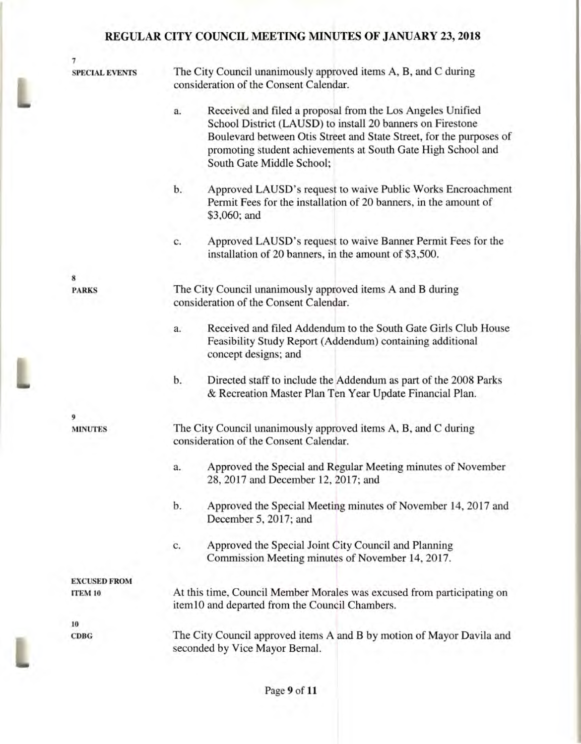**7**
**SPECIAL EVENTS**

The City Council unanimously approved items A, B, and C during consideration of the Consent Calendar.

a. Received and filed a proposal from the Los Angeles Unified School District (LAUSD) to install 20 banners on Firestone Boulevard between Otis Street and State Street, for the purposes of promoting student achievements at South Gate High School and South Gate Middle School;

b. Approved LAUSD's request to waive Public Works Encroachment Permit Fees for the installation of 20 banners, in the amount of $3,060; and

c. Approved LAUSD's request to waive Banner Permit Fees for the installation of 20 banners, in the amount of $3,500.

**8**
**PARKS**

The City Council unanimously approved items A and B during consideration of the Consent Calendar.

a. Received and filed Addendum to the South Gate Girls Club House Feasibility Study Report (Addendum) containing additional concept designs; and

b. Directed staff to include the Addendum as part of the 2008 Parks & Recreation Master Plan Ten Year Update Financial Plan.

**9**
**MINUTES**

The City Council unanimously approved items A, B, and C during consideration of the Consent Calendar.

a. Approved the Special and Regular Meeting minutes of November 28, 2017 and December 12, 2017; and

b. Approved the Special Meeting minutes of November 14, 2017 and December 5, 2017; and

c. Approved the Special Joint City Council and Planning Commission Meeting minutes of November 14, 2017.

**EXCUSED FROM ITEM 10**

At this time, Council Member Morales was excused from participating on item10 and departed from the Council Chambers.

**10**
**CDBG**

The City Council approved items A and B by motion of Mayor Davila and seconded by Vice Mayor Bernal.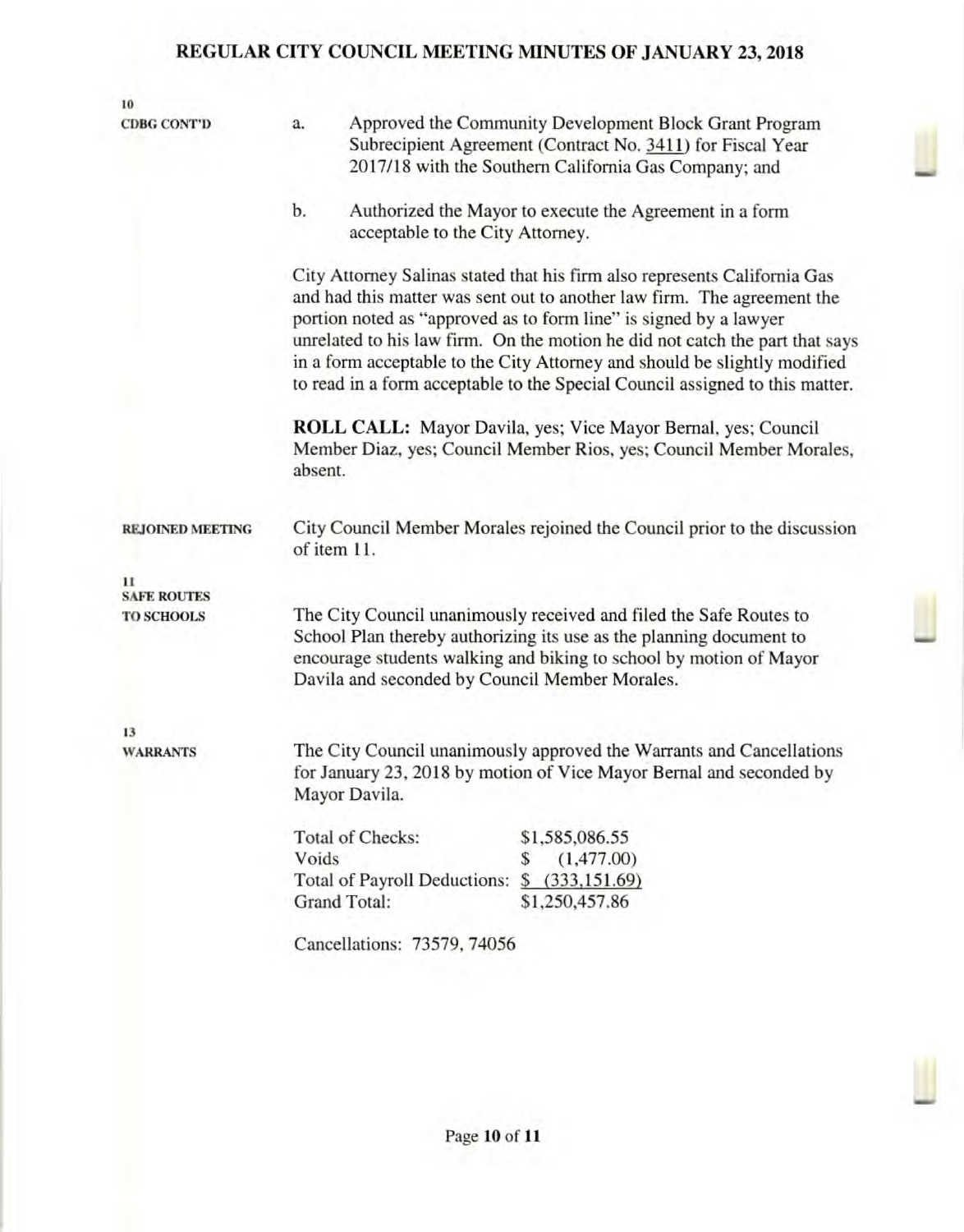**10**
**CDBG CONT'D**

a. Approved the Community Development Block Grant Program Subrecipient Agreement (Contract No. 3411) for Fiscal Year 2017/18 with the Southern California Gas Company; and

b. Authorized the Mayor to execute the Agreement in a form acceptable to the City Attorney.

City Attorney Salinas stated that his firm also represents California Gas and had this matter was sent out to another law firm. The agreement the portion noted as "approved as to form line" is signed by a lawyer unrelated to his law firm. On the motion he did not catch the part that says in a form acceptable to the City Attorney and should be slightly modified to read in a form acceptable to the Special Council assigned to this matter.

**ROLL CALL:** Mayor Davila, yes; Vice Mayor Bernal, yes; Council Member Diaz, yes; Council Member Rios, yes; Council Member Morales, absent.

**REJOINED MEETING**

City Council Member Morales rejoined the Council prior to the discussion of item 11.

**11**
**SAFE ROUTES TO SCHOOLS**

The City Council unanimously received and filed the Safe Routes to School Plan thereby authorizing its use as the planning document to encourage students walking and biking to school by motion of Mayor Davila and seconded by Council Member Morales.

**13**
**WARRANTS**

The City Council unanimously approved the Warrants and Cancellations for January 23, 2018 by motion of Vice Mayor Bernal and seconded by Mayor Davila.

| | |
|---|---|
| Total of Checks: | $1,585,086.55 |
| Voids | $ (1,477.00) |
| Total of Payroll Deductions: | $ (333,151.69) |
| Grand Total: | $1,250,457.86 |

Cancellations: 73579, 74056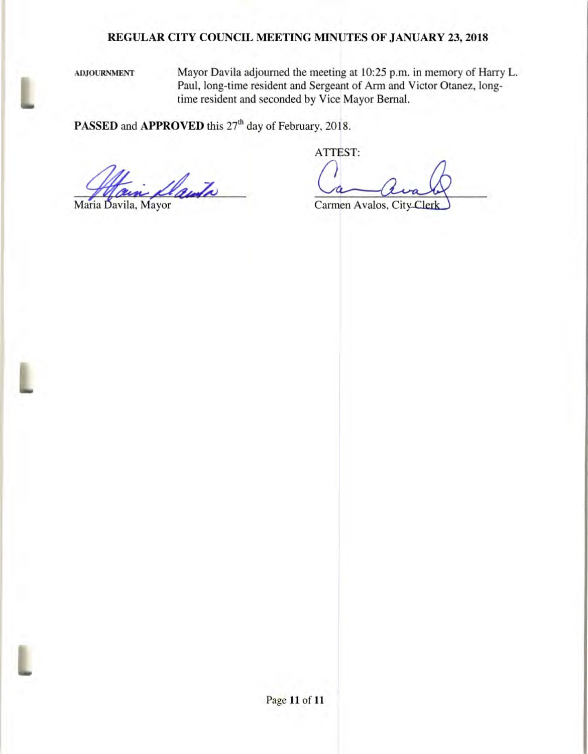REGULAR CITY COUNCIL MEETING MINUTES OF JANUARY 23, 2018

**ADJOURNMENT** Mayor Davila adjourned the meeting at 10:25 p.m. in memory of Harry L. Paul, long-time resident and Sergeant of Arm and Victor Otanez, long-time resident and seconded by Vice Mayor Bernal.

**PASSED** and **APPROVED** this 27th day of February, 2018.

Maria Davila, Mayor

ATTEST:

Carmen Avalos, City Clerk